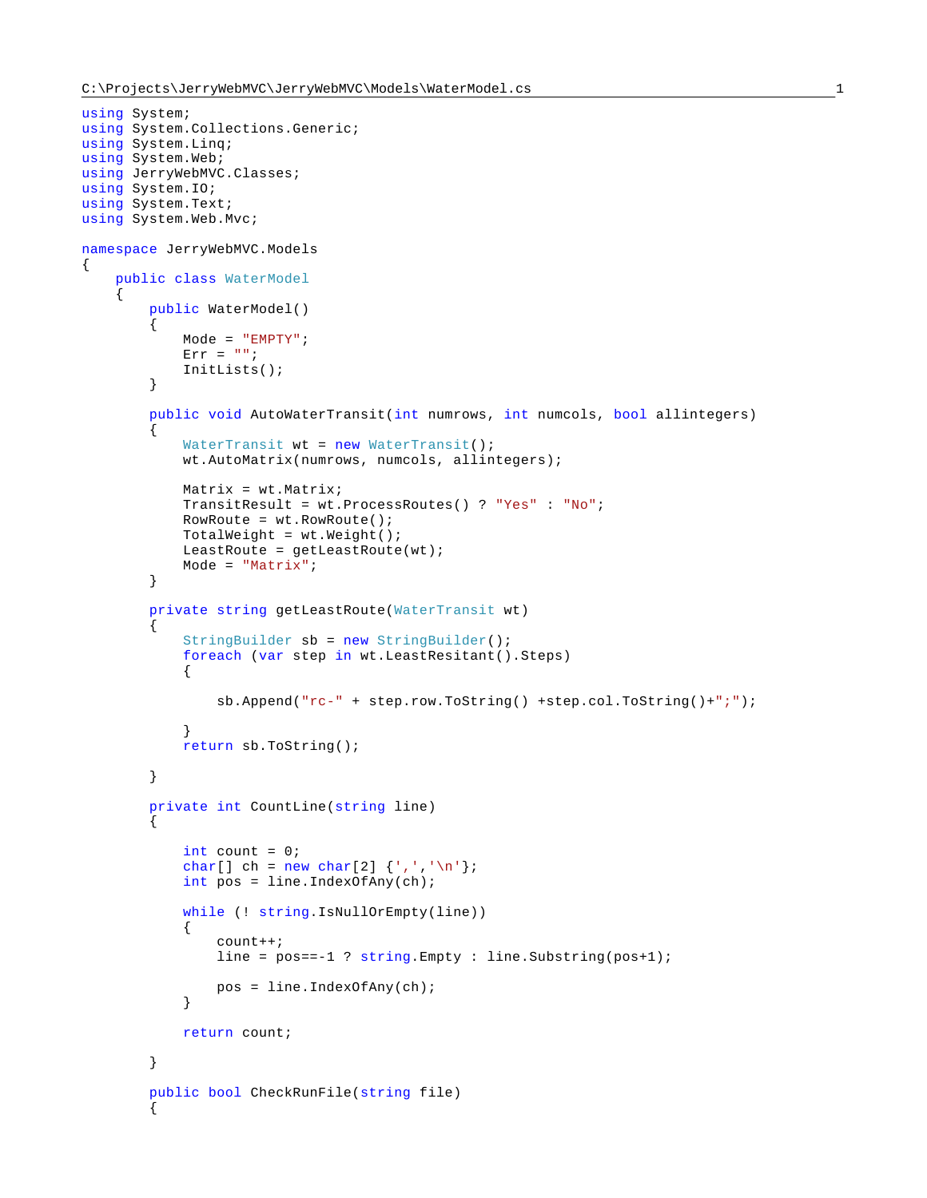```
using System;
using System.Collections.Generic;
using System.Linq;
using System.Web;
using JerryWebMVC.Classes;
using System.IO;
using System.Text;
using System.Web.Mvc;

namespace JerryWebMVC.Models
{
    public class WaterModel
    {
        public WaterModel()
        {
            Mode = "EMPTY";
            Err = "";
            InitLists();
        }

        public void AutoWaterTransit(int numrows, int numcols, bool allintegers)
        {
            WaterTransit wt = new WaterTransit();
            wt.AutoMatrix(numrows, numcols, allintegers);

            Matrix = wt.Matrix;
            TransitResult = wt.ProcessRoutes() ? "Yes" : "No";
            RowRoute = wt.RowRoute();
            TotalWeight = wt.Weight();
            LeastRoute = getLeastRoute(wt);
            Mode = "Matrix";
        }

        private string getLeastRoute(WaterTransit wt)
        {
            StringBuilder sb = new StringBuilder();
            foreach (var step in wt.LeastResitant().Steps)
            {

                sb.Append("rc-" + step.row.ToString() +step.col.ToString()+";");

            }
            return sb.ToString();

        }

        private int CountLine(string line)
        {

            int count = 0;
            char[] ch = new char[2] {',','\n'};
            int pos = line.IndexOfAny(ch);

            while (! string.IsNullOrEmpty(line))
            {
                count++;
                line = pos==-1 ? string.Empty : line.Substring(pos+1);

                pos = line.IndexOfAny(ch);
            }

            return count;

        }

        public bool CheckRunFile(string file)
        {
```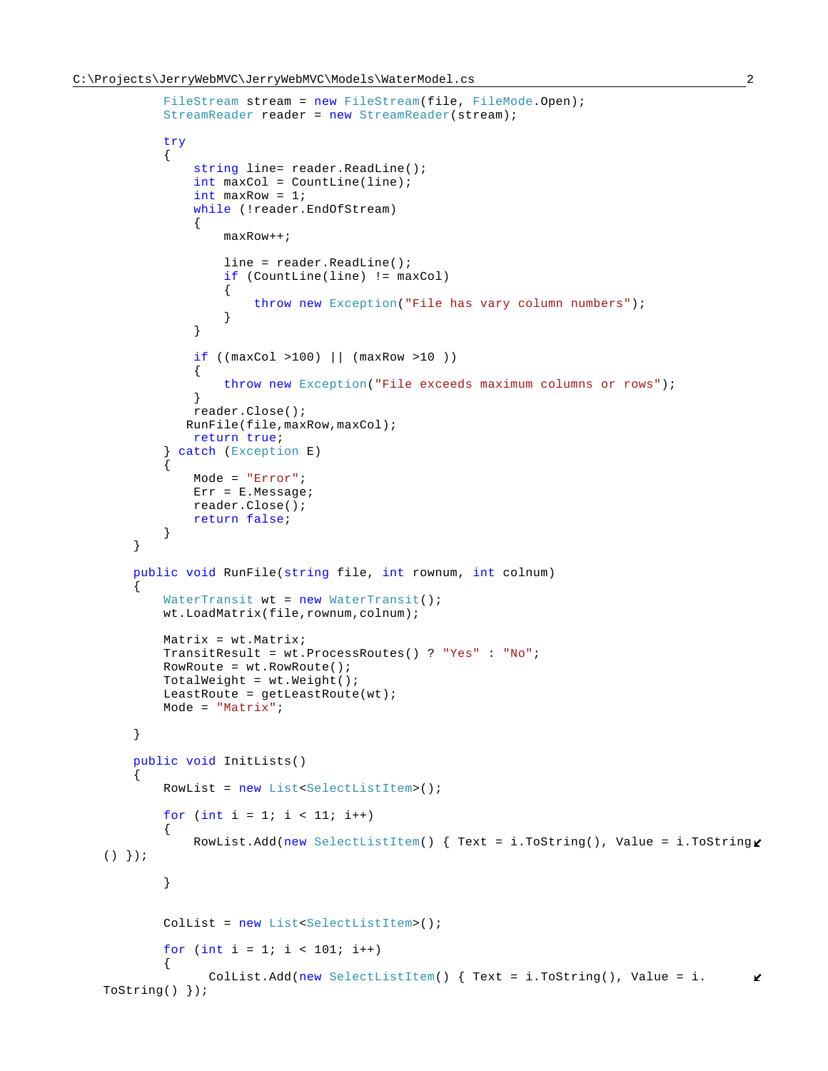```
            FileStream stream = new FileStream(file, FileMode.Open);
            StreamReader reader = new StreamReader(stream);

            try
            {
                string line= reader.ReadLine();
                int maxCol = CountLine(line);
                int maxRow = 1;
                while (!reader.EndOfStream)
                {
                    maxRow++;

                    line = reader.ReadLine();
                    if (CountLine(line) != maxCol)
                    {
                        throw new Exception("File has vary column numbers");
                    }
                }

                if ((maxCol >100) || (maxRow >10 ))
                {
                    throw new Exception("File exceeds maximum columns or rows");
                }
                reader.Close();
               RunFile(file,maxRow,maxCol);
                return true;
            } catch (Exception E)
            {
                Mode = "Error";
                Err = E.Message;
                reader.Close();
                return false;
            }
        }

        public void RunFile(string file, int rownum, int colnum)
        {
            WaterTransit wt = new WaterTransit();
            wt.LoadMatrix(file,rownum,colnum);

            Matrix = wt.Matrix;
            TransitResult = wt.ProcessRoutes() ? "Yes" : "No";
            RowRoute = wt.RowRoute();
            TotalWeight = wt.Weight();
            LeastRoute = getLeastRoute(wt);
            Mode = "Matrix";

        }

        public void InitLists()
        {
            RowList = new List<SelectListItem>();

            for (int i = 1; i < 11; i++)
            {
                RowList.Add(new SelectListItem() { Text = i.ToString(), Value = i.ToString
  () });

            }


            ColList = new List<SelectListItem>();

            for (int i = 1; i < 101; i++)
            {
                  ColList.Add(new SelectListItem() { Text = i.ToString(), Value = i.
  ToString() });
```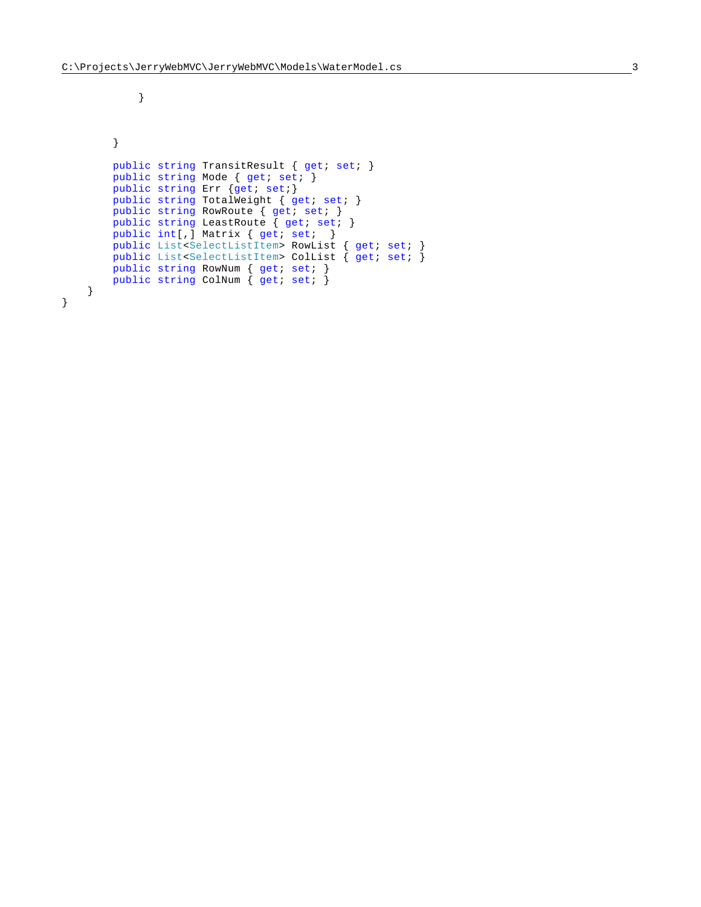```
            }



        }

        public string TransitResult { get; set; }
        public string Mode { get; set; }
        public string Err {get; set;}
        public string TotalWeight { get; set; }
        public string RowRoute { get; set; }
        public string LeastRoute { get; set; }
        public int[,] Matrix { get; set;  }
        public List<SelectListItem> RowList { get; set; }
        public List<SelectListItem> ColList { get; set; }
        public string RowNum { get; set; }
        public string ColNum { get; set; }
    }
}
```